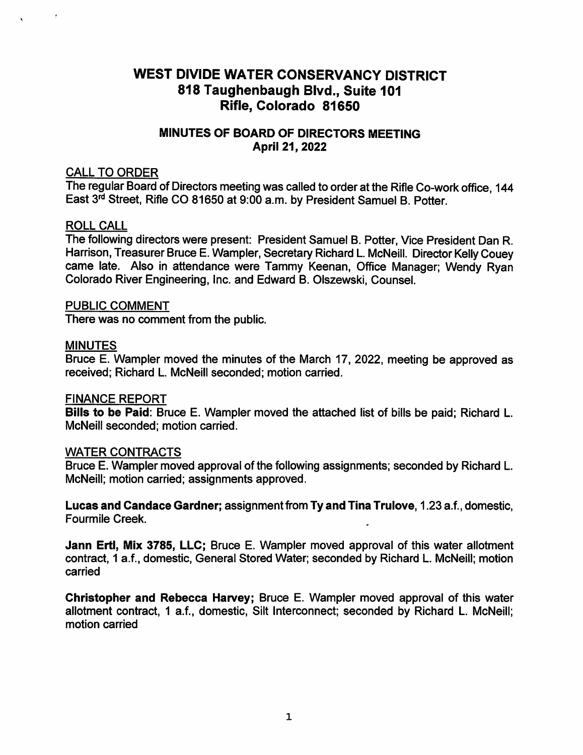# WEST DIVIDE WATER CONSERVANCY DISTRICT
# 818 Taughenbaugh Blvd., Suite 101
# Rifle, Colorado 81650

## MINUTES OF BOARD OF DIRECTORS MEETING
## April 21, 2022

CALL TO ORDER

The regular Board of Directors meeting was called to order at the Rifle Co-work office, 144 East 3rd Street, Rifle CO 81650 at 9:00 a.m. by President Samuel B. Potter.

ROLL CALL

The following directors were present: President Samuel B. Potter, Vice President Dan R. Harrison, Treasurer Bruce E. Wampler, Secretary Richard L. McNeill. Director Kelly Couey came late. Also in attendance were Tammy Keenan, Office Manager; Wendy Ryan Colorado River Engineering, Inc. and Edward B. Olszewski, Counsel.

PUBLIC COMMENT

There was no comment from the public.

MINUTES

Bruce E. Wampler moved the minutes of the March 17, 2022, meeting be approved as received; Richard L. McNeill seconded; motion carried.

FINANCE REPORT

**Bills to be Paid**: Bruce E. Wampler moved the attached list of bills be paid; Richard L. McNeill seconded; motion carried.

WATER CONTRACTS

Bruce E. Wampler moved approval of the following assignments; seconded by Richard L. McNeill; motion carried; assignments approved.

**Lucas and Candace Gardner;** assignment from **Ty and Tina Trulove**, 1.23 a.f., domestic, Fourmile Creek.

**Jann Ertl, Mix 3785, LLC;** Bruce E. Wampler moved approval of this water allotment contract, 1 a.f., domestic, General Stored Water; seconded by Richard L. McNeill; motion carried

**Christopher and Rebecca Harvey;** Bruce E. Wampler moved approval of this water allotment contract, 1 a.f., domestic, Silt Interconnect; seconded by Richard L. McNeill; motion carried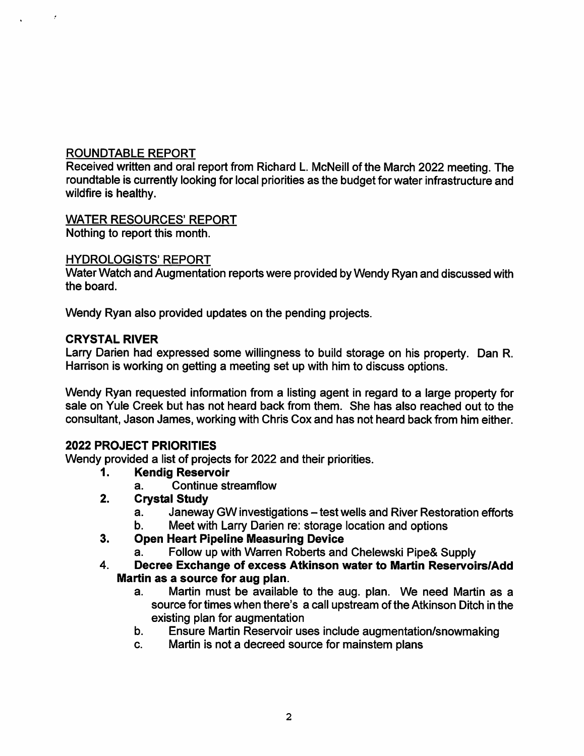## ROUNDTABLE REPORT

Received written and oral report from Richard L. McNeill of the March 2022 meeting. The roundtable is currently looking for local priorities as the budget for water infrastructure and wildfire is healthy.

## WATER RESOURCES' REPORT

Nothing to report this month.

## HYDROLOGISTS' REPORT

Water Watch and Augmentation reports were provided by Wendy Ryan and discussed with the board.

Wendy Ryan also provided updates on the pending projects.

### CRYSTAL RIVER

Larry Darien had expressed some willingness to build storage on his property. Dan R. Harrison is working on getting a meeting set up with him to discuss options.

Wendy Ryan requested information from a listing agent in regard to a large property for sale on Yule Creek but has not heard back from them. She has also reached out to the consultant, Jason James, working with Chris Cox and has not heard back from him either.

### 2022 PROJECT PRIORITIES

Wendy provided a list of projects for 2022 and their priorities.

1. **Kendig Reservoir**
   a. Continue streamflow
2. **Crystal Study**
   a. Janeway GW investigations – test wells and River Restoration efforts
   b. Meet with Larry Darien re: storage location and options
3. **Open Heart Pipeline Measuring Device**
   a. Follow up with Warren Roberts and Chelewski Pipe& Supply
4. **Decree Exchange of excess Atkinson water to Martin Reservoirs/Add Martin as a source for aug plan.**
   a. Martin must be available to the aug. plan. We need Martin as a source for times when there's a call upstream of the Atkinson Ditch in the existing plan for augmentation
   b. Ensure Martin Reservoir uses include augmentation/snowmaking
   c. Martin is not a decreed source for mainstem plans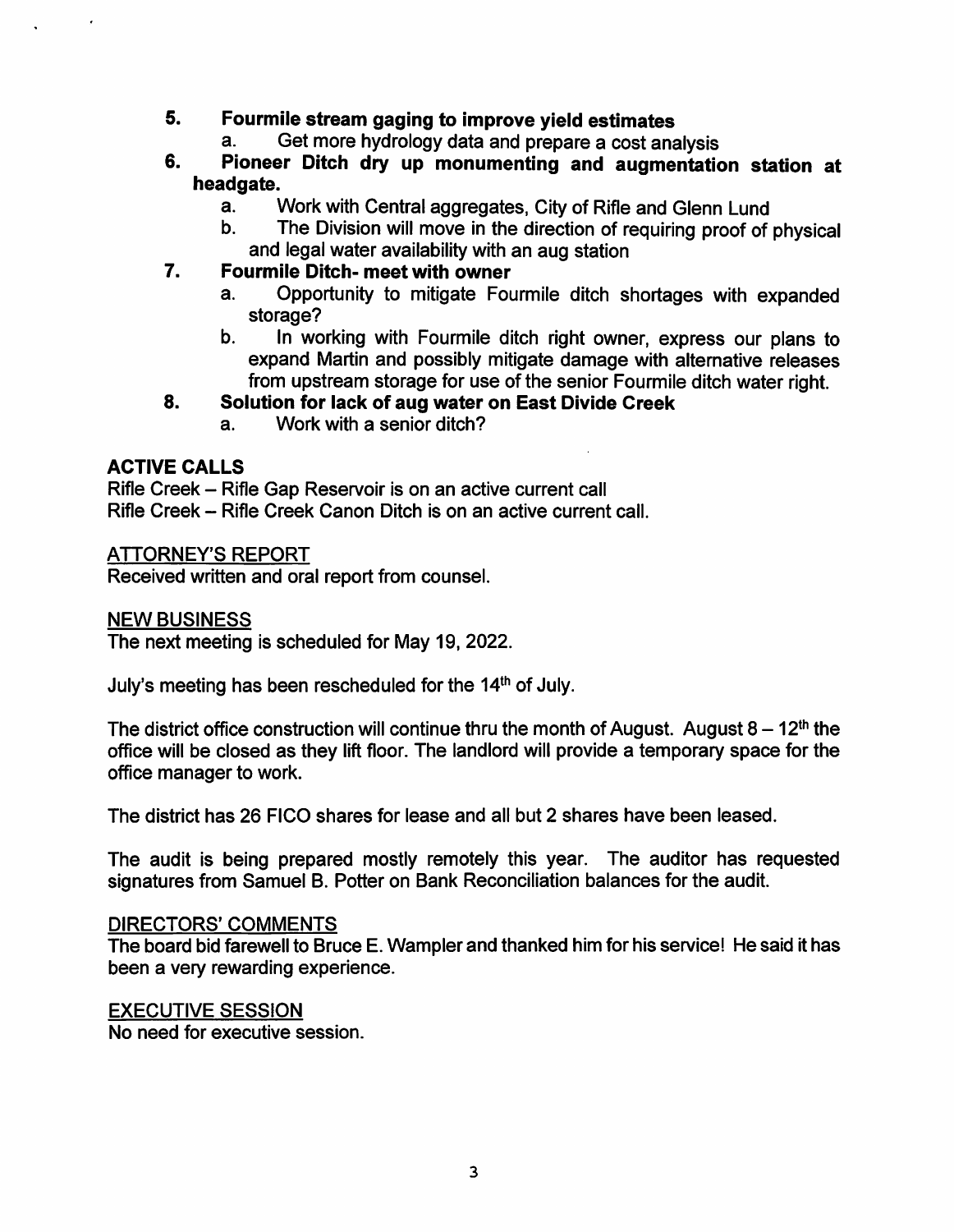5. **Fourmile stream gaging to improve yield estimates**
    a. Get more hydrology data and prepare a cost analysis
6. **Pioneer Ditch dry up monumenting and augmentation station at headgate.**
    a. Work with Central aggregates, City of Rifle and Glenn Lund
    b. The Division will move in the direction of requiring proof of physical and legal water availability with an aug station
7. **Fourmile Ditch- meet with owner**
    a. Opportunity to mitigate Fourmile ditch shortages with expanded storage?
    b. In working with Fourmile ditch right owner, express our plans to expand Martin and possibly mitigate damage with alternative releases from upstream storage for use of the senior Fourmile ditch water right.
8. **Solution for lack of aug water on East Divide Creek**
    a. Work with a senior ditch?

**ACTIVE CALLS**

Rifle Creek – Rifle Gap Reservoir is on an active current call
Rifle Creek – Rifle Creek Canon Ditch is on an active current call.

ATTORNEY'S REPORT

Received written and oral report from counsel.

NEW BUSINESS

The next meeting is scheduled for May 19, 2022.

July's meeting has been rescheduled for the 14th of July.

The district office construction will continue thru the month of August. August 8 – 12th the office will be closed as they lift floor. The landlord will provide a temporary space for the office manager to work.

The district has 26 FICO shares for lease and all but 2 shares have been leased.

The audit is being prepared mostly remotely this year. The auditor has requested signatures from Samuel B. Potter on Bank Reconciliation balances for the audit.

DIRECTORS' COMMENTS

The board bid farewell to Bruce E. Wampler and thanked him for his service! He said it has been a very rewarding experience.

EXECUTIVE SESSION

No need for executive session.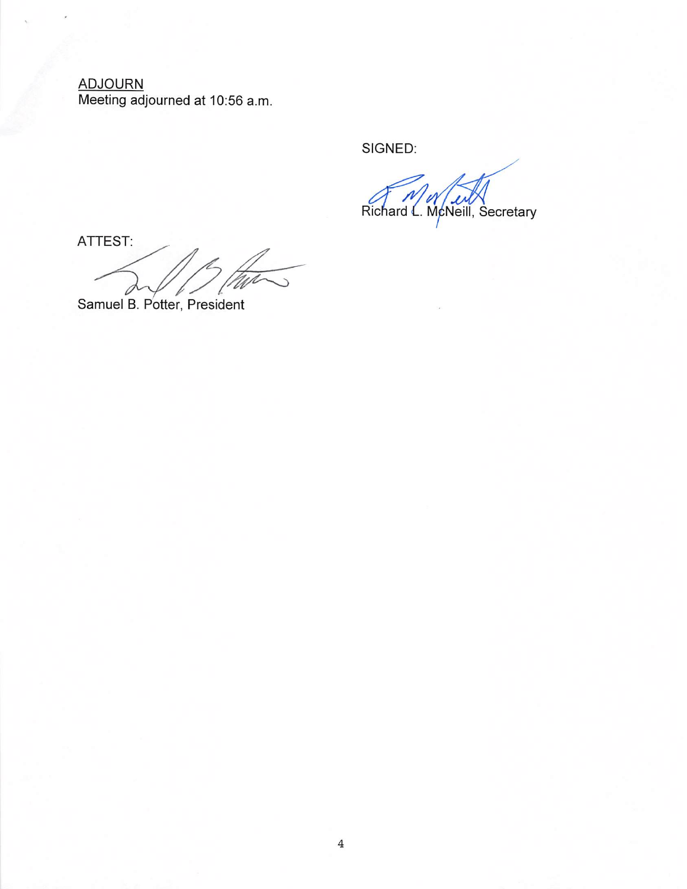ADJOURN

Meeting adjourned at 10:56 a.m.

SIGNED:

Richard L. McNeill, Secretary

ATTEST:

Samuel B. Potter, President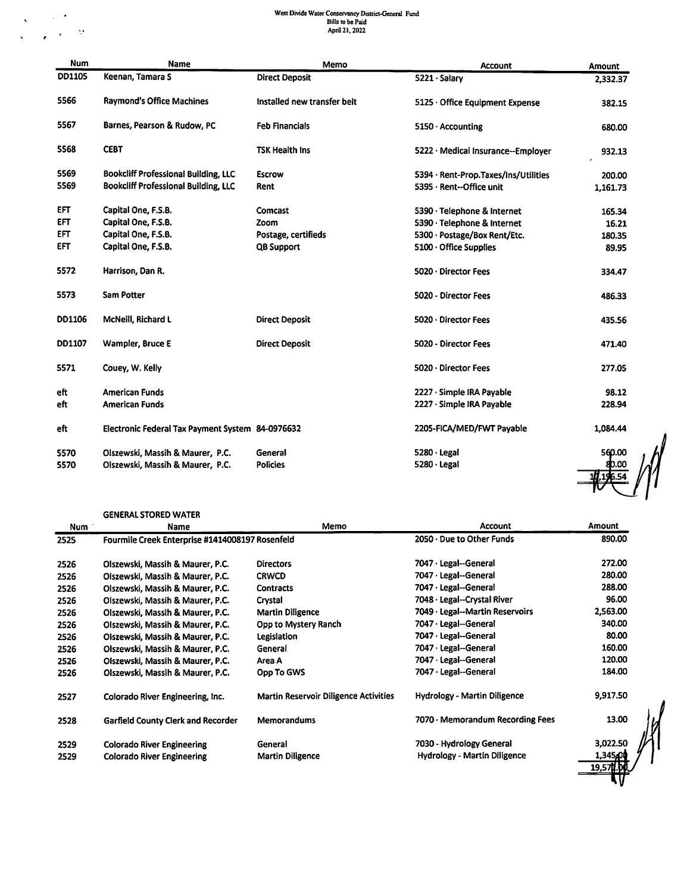West Divide Water Conservancy District-General Fund
Bills to be Paid
April 21, 2022

| Num | Name | Memo | Account | Amount |
|---|---|---|---|---|
| DD1105 | Keenan, Tamara S | Direct Deposit | 5221 · Salary | 2,332.37 |
| 5566 | Raymond's Office Machines | Installed new transfer belt | 5125 · Office Equipment Expense | 382.15 |
| 5567 | Barnes, Pearson & Rudow, PC | Feb Financials | 5150 · Accounting | 680.00 |
| 5568 | CEBT | TSK Health Ins | 5222 · Medical Insurance--Employer | 932.13 |
| 5569 | Bookcliff Professional Building, LLC | Escrow | 5394 · Rent-Prop.Taxes/Ins/Utilities | 200.00 |
| 5569 | Bookcliff Professional Building, LLC | Rent | 5395 · Rent--Office unit | 1,161.73 |
| EFT | Capital One, F.S.B. | Comcast | 5390 · Telephone & Internet | 165.34 |
| EFT | Capital One, F.S.B. | Zoom | 5390 · Telephone & Internet | 16.21 |
| EFT | Capital One, F.S.B. | Postage, certifieds | 5300 · Postage/Box Rent/Etc. | 180.35 |
| EFT | Capital One, F.S.B. | QB Support | 5100 · Office Supplies | 89.95 |
| 5572 | Harrison, Dan R. | | 5020 · Director Fees | 334.47 |
| 5573 | Sam Potter | | 5020 - Director Fees | 486.33 |
| DD1106 | McNeill, Richard L | Direct Deposit | 5020 · Director Fees | 435.56 |
| DD1107 | Wampler, Bruce E | Direct Deposit | 5020 - Director Fees | 471.40 |
| 5571 | Couey, W. Kelly | | 5020 · Director Fees | 277.05 |
| eft | American Funds | | 2227 · Simple IRA Payable | 98.12 |
| eft | American Funds | | 2227 · Simple IRA Payable | 228.94 |
| eft | Electronic Federal Tax Payment System 84-0976632 | | 2205-FICA/MED/FWT Payable | 1,084.44 |
| 5570 | Olszewski, Massih & Maurer, P.C. | General | 5280 · Legal | 560.00 |
| 5570 | Olszewski, Massih & Maurer, P.C. | Policies | 5280 · Legal | 80.00 |
| | | | | 10,196.54 |

GENERAL STORED WATER

| Num | Name | Memo | Account | Amount |
|---|---|---|---|---|
| 2525 | Fourmile Creek Enterprise #1414008197 Rosenfeld | | 2050 · Due to Other Funds | 890.00 |
| 2526 | Olszewski, Massih & Maurer, P.C. | Directors | 7047 · Legal--General | 272.00 |
| 2526 | Olszewski, Massih & Maurer, P.C. | CRWCD | 7047 · Legal--General | 280.00 |
| 2526 | Olszewski, Massih & Maurer, P.C. | Contracts | 7047 · Legal--General | 288.00 |
| 2526 | Olszewski, Massih & Maurer, P.C. | Crystal | 7048 · Legal--Crystal River | 96.00 |
| 2526 | Olszewski, Massih & Maurer, P.C. | Martin Diligence | 7049 · Legal--Martin Reservoirs | 2,563.00 |
| 2526 | Olszewski, Massih & Maurer, P.C. | Opp to Mystery Ranch | 7047 · Legal--General | 340.00 |
| 2526 | Olszewski, Massih & Maurer, P.C. | Legislation | 7047 · Legal--General | 80.00 |
| 2526 | Olszewski, Massih & Maurer, P.C. | General | 7047 · Legal--General | 160.00 |
| 2526 | Olszewski, Massih & Maurer, P.C. | Area A | 7047 · Legal--General | 120.00 |
| 2526 | Olszewski, Massih & Maurer, P.C. | Opp To GWS | 7047 · Legal--General | 184.00 |
| 2527 | Colorado River Engineering, Inc. | Martin Reservoir Diligence Activities | Hydrology - Martin Diligence | 9,917.50 |
| 2528 | Garfield County Clerk and Recorder | Memorandums | 7070 · Memorandum Recording Fees | 13.00 |
| 2529 | Colorado River Engineering | General | 7030 - Hydrology General | 3,022.50 |
| 2529 | Colorado River Engineering | Martin Diligence | Hydrology - Martin Diligence | 1,345.00 |
| | | | | 19,571.00 |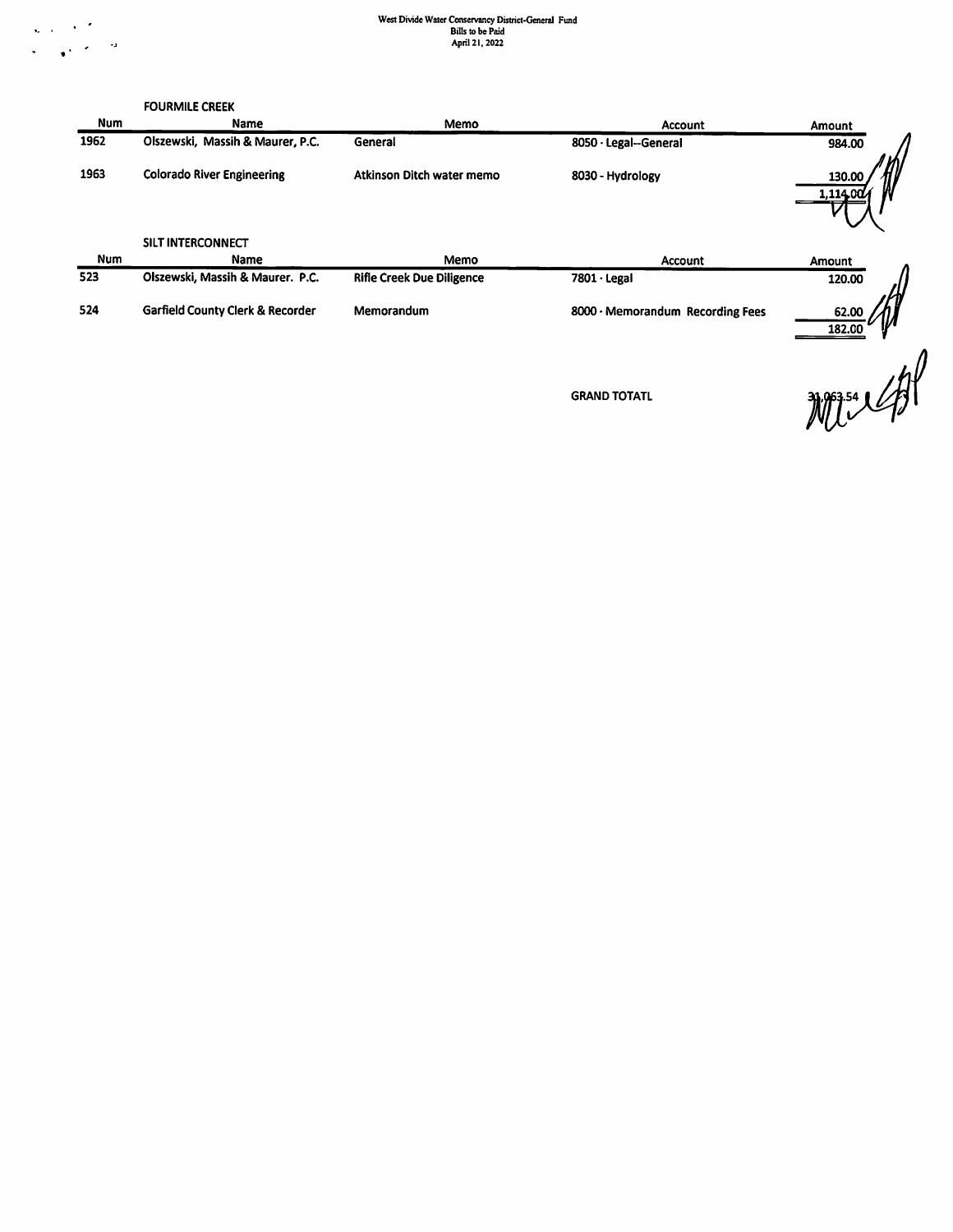West Divide Water Conservancy District-General Fund
Bills to be Paid
April 21, 2022

### FOURMILE CREEK

| Num | Name | Memo | Account | Amount |
|---|---|---|---|---|
| 1962 | Olszewski, Massih & Maurer, P.C. | General | 8050 · Legal--General | 984.00 |
| 1963 | Colorado River Engineering | Atkinson Ditch water memo | 8030 - Hydrology | 130.00 |
| | | | | 1,114.00 |

### SILT INTERCONNECT

| Num | Name | Memo | Account | Amount |
|---|---|---|---|---|
| 523 | Olszewski, Massih & Maurer. P.C. | Rifle Creek Due Diligence | 7801 · Legal | 120.00 |
| 524 | Garfield County Clerk & Recorder | Memorandum | 8000 · Memorandum Recording Fees | 62.00 |
| | | | | 182.00 |

GRAND TOTATL 31,063.54